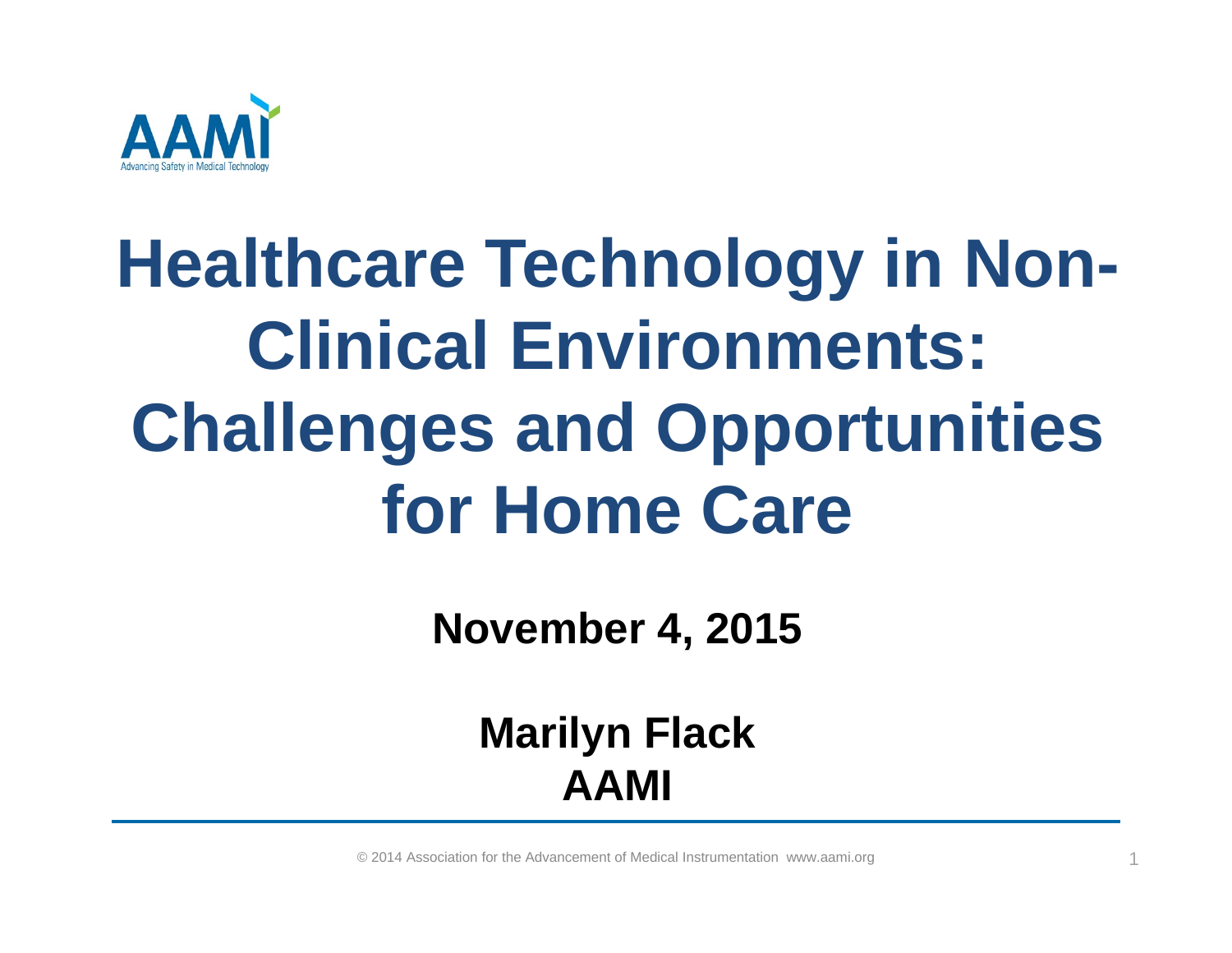AAMI

Advancing Safety in Medical Technology

# Healthcare Technology in Non-Clinical Environments: Challenges and Opportunities for Home Care

**November 4, 2015**

**Marilyn Flack**
**AAMI**

© 2014 Association for the Advancement of Medical Instrumentation www.aami.org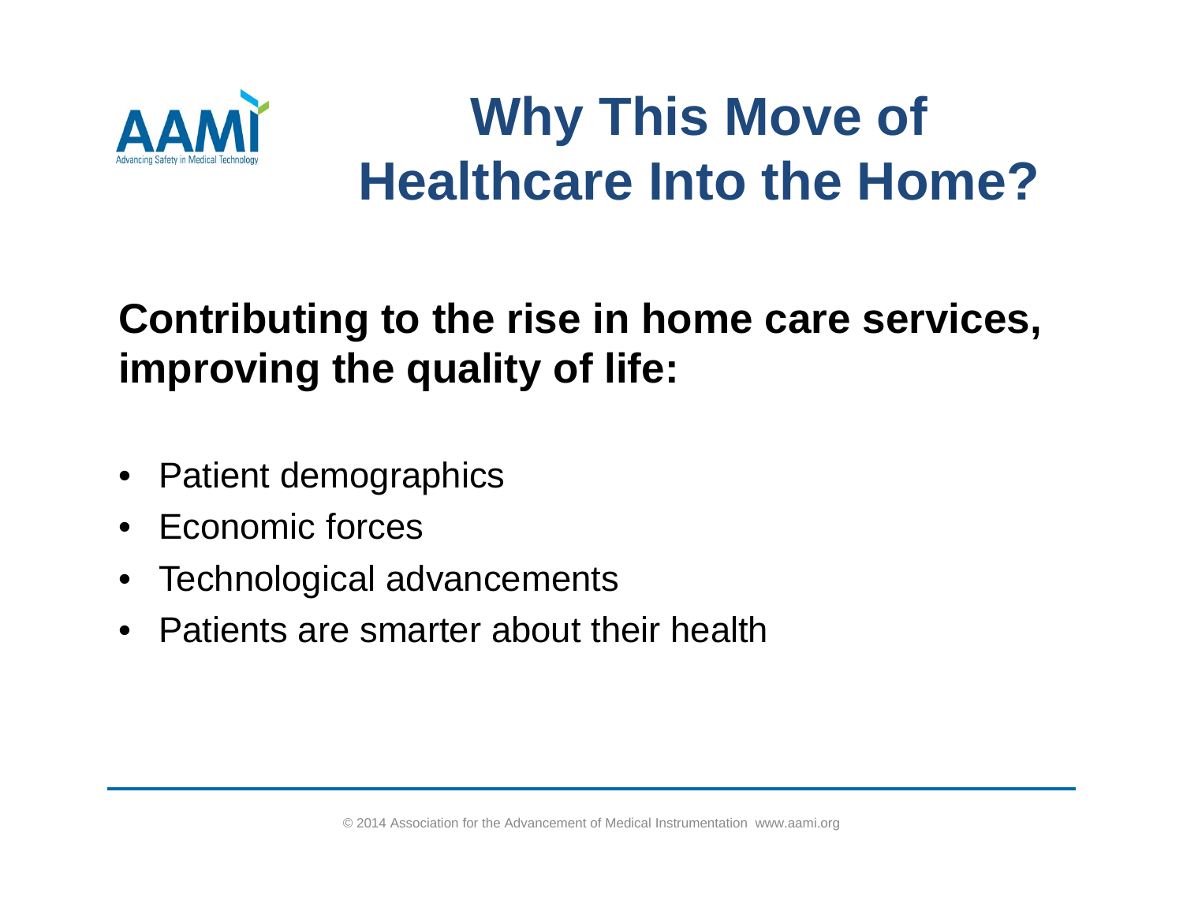# Why This Move of Healthcare Into the Home?

**Contributing to the rise in home care services, improving the quality of life:**

- Patient demographics
- Economic forces
- Technological advancements
- Patients are smarter about their health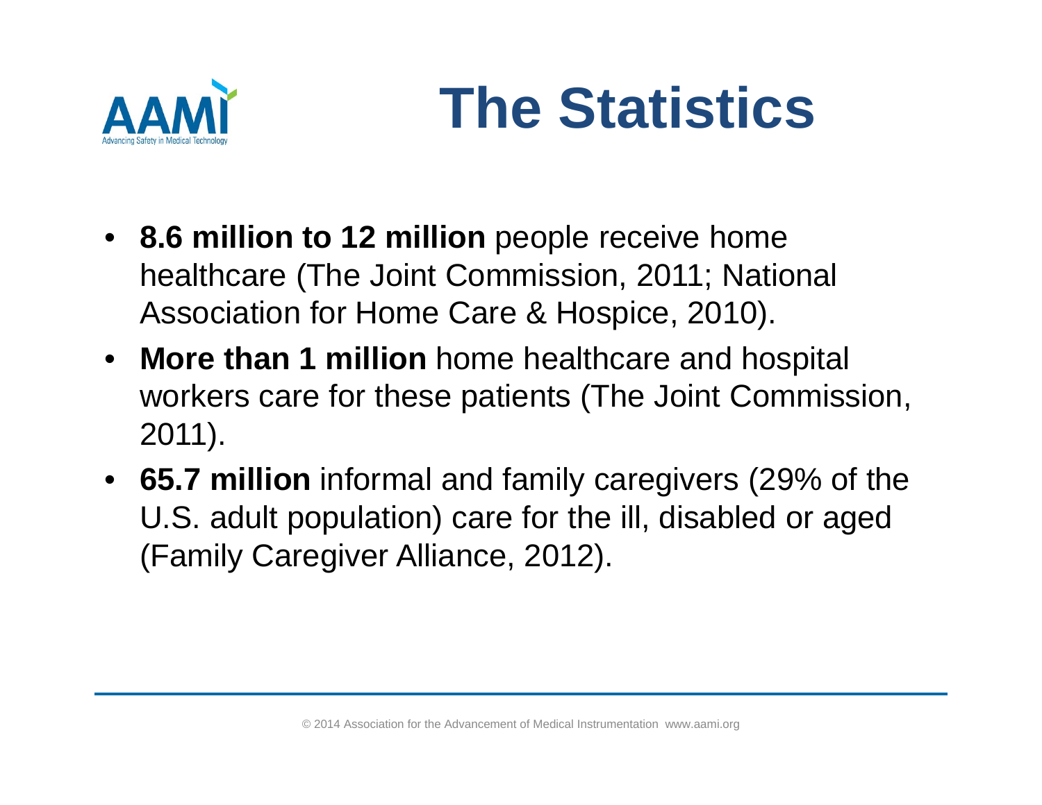# The Statistics

- **8.6 million to 12 million** people receive home healthcare (The Joint Commission, 2011; National Association for Home Care & Hospice, 2010).
- **More than 1 million** home healthcare and hospital workers care for these patients (The Joint Commission, 2011).
- **65.7 million** informal and family caregivers (29% of the U.S. adult population) care for the ill, disabled or aged (Family Caregiver Alliance, 2012).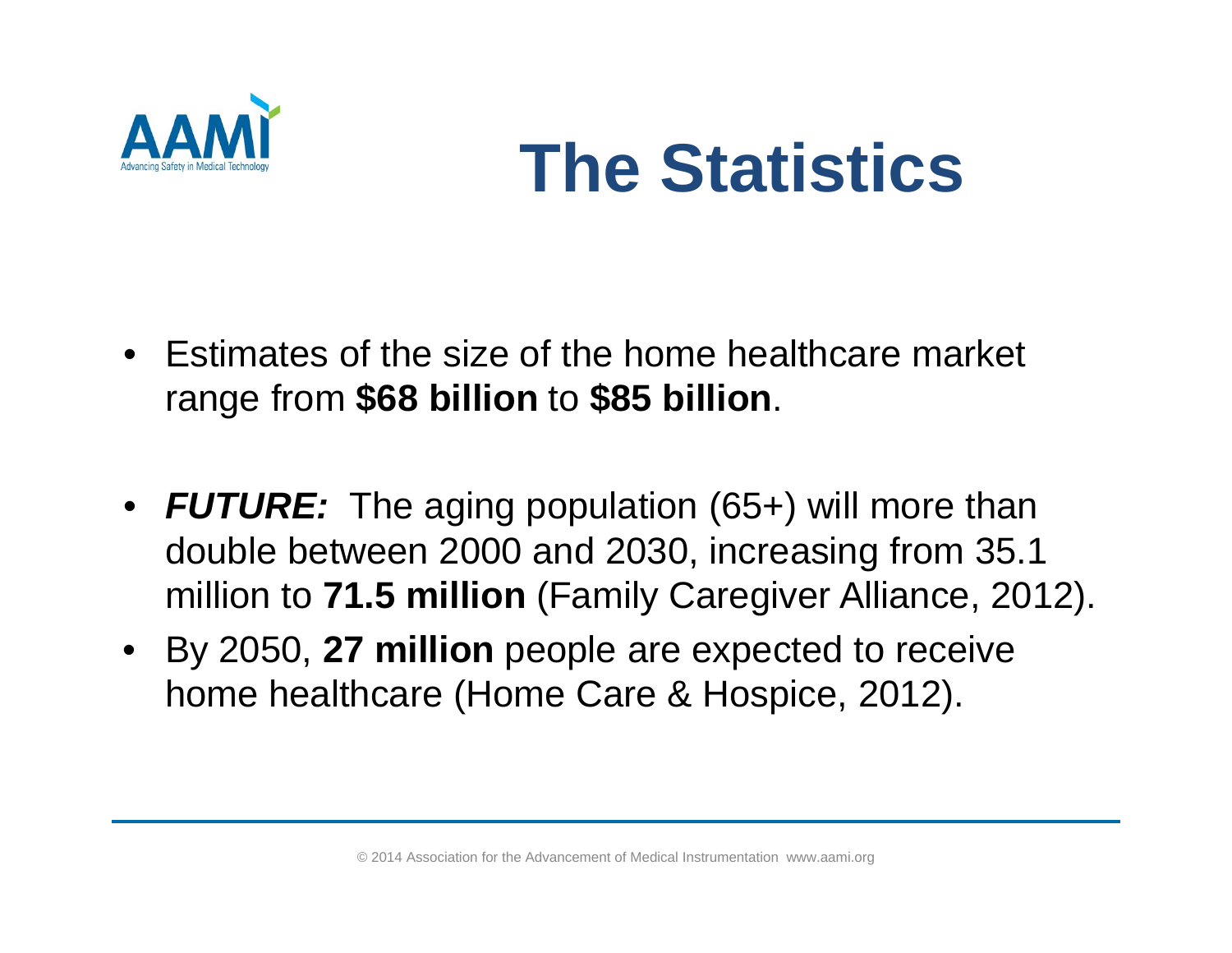# The Statistics

- Estimates of the size of the home healthcare market range from **$68 billion** to **$85 billion**.
- ***FUTURE:*** The aging population (65+) will more than double between 2000 and 2030, increasing from 35.1 million to **71.5 million** (Family Caregiver Alliance, 2012).
- By 2050, **27 million** people are expected to receive home healthcare (Home Care & Hospice, 2012).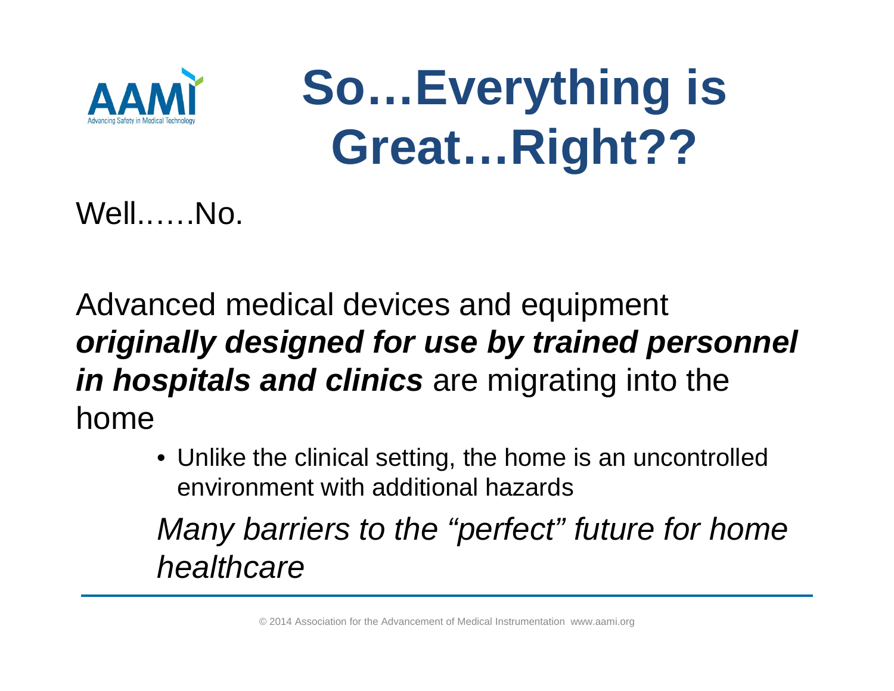# So…Everything is Great…Right??

Well……No.

Advanced medical devices and equipment ***originally designed for use by trained personnel in hospitals and clinics*** are migrating into the home

- Unlike the clinical setting, the home is an uncontrolled environment with additional hazards

*Many barriers to the "perfect" future for home healthcare*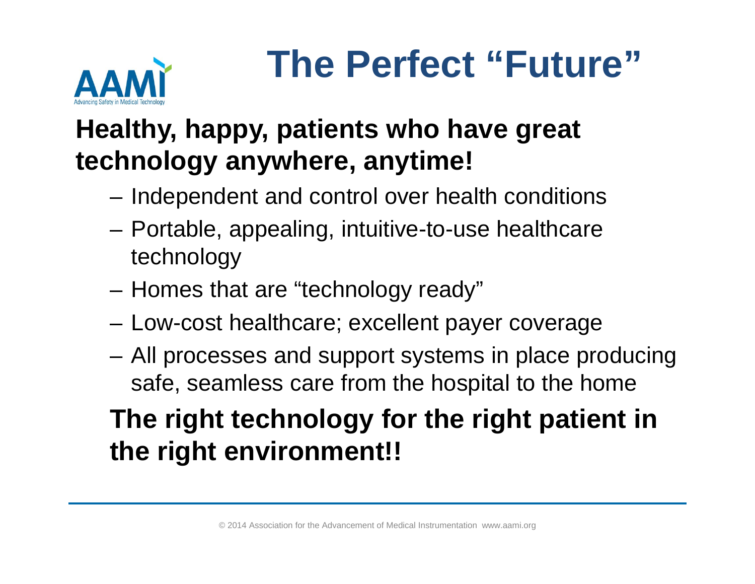# The Perfect "Future"

**Healthy, happy, patients who have great technology anywhere, anytime!**

- Independent and control over health conditions
- Portable, appealing, intuitive-to-use healthcare technology
- Homes that are "technology ready"
- Low-cost healthcare; excellent payer coverage
- All processes and support systems in place producing safe, seamless care from the hospital to the home

**The right technology for the right patient in the right environment!!**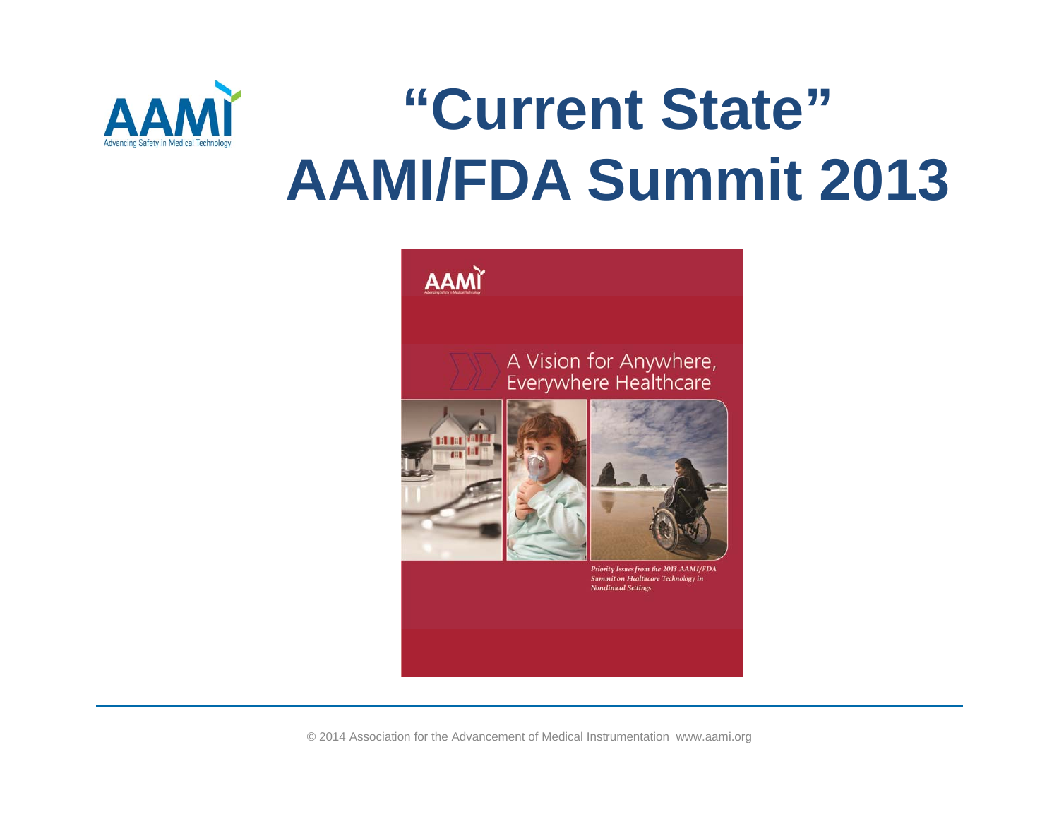# "Current State" AAMI/FDA Summit 2013

AAMI

A Vision for Anywhere, Everywhere Healthcare

*Priority Issues from the 2013 AAMI/FDA Summit on Healthcare Technology in Nonclinical Settings*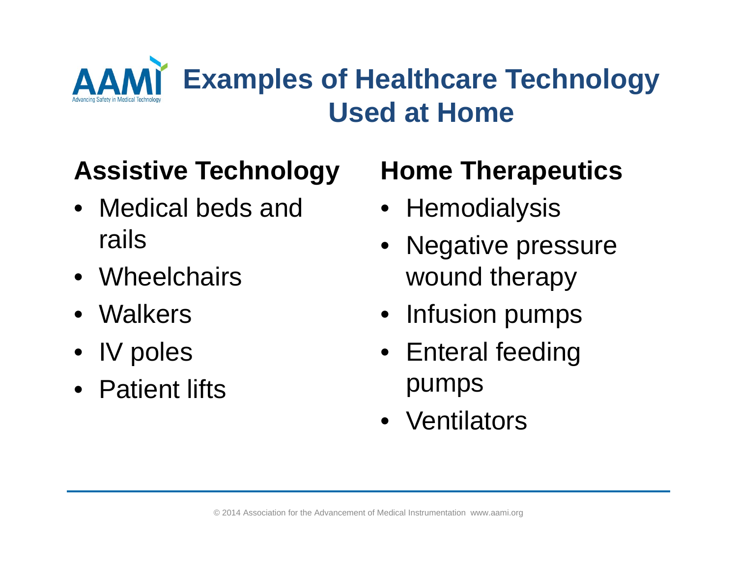# Examples of Healthcare Technology Used at Home

## Assistive Technology

- Medical beds and rails
- Wheelchairs
- Walkers
- IV poles
- Patient lifts

## Home Therapeutics

- Hemodialysis
- Negative pressure wound therapy
- Infusion pumps
- Enteral feeding pumps
- Ventilators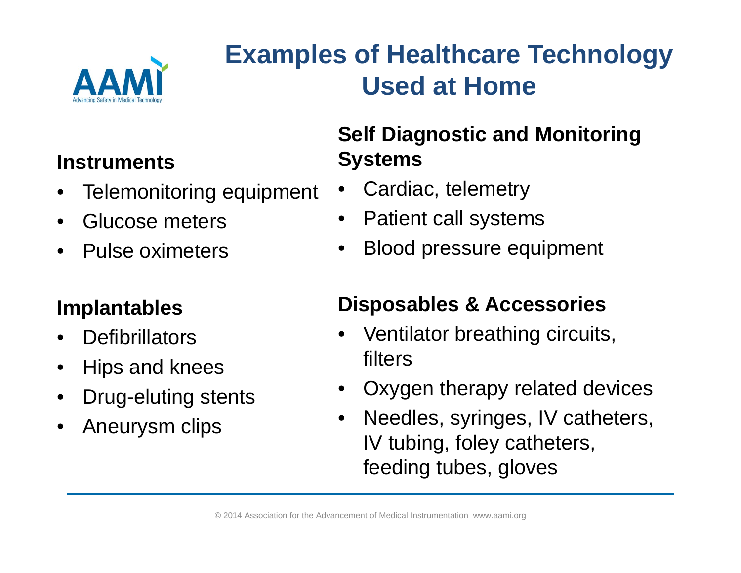# Examples of Healthcare Technology Used at Home

### Instruments

- Telemonitoring equipment
- Glucose meters
- Pulse oximeters

### Implantables

- Defibrillators
- Hips and knees
- Drug-eluting stents
- Aneurysm clips

### Self Diagnostic and Monitoring Systems

- Cardiac, telemetry
- Patient call systems
- Blood pressure equipment

### Disposables & Accessories

- Ventilator breathing circuits, filters
- Oxygen therapy related devices
- Needles, syringes, IV catheters, IV tubing, foley catheters, feeding tubes, gloves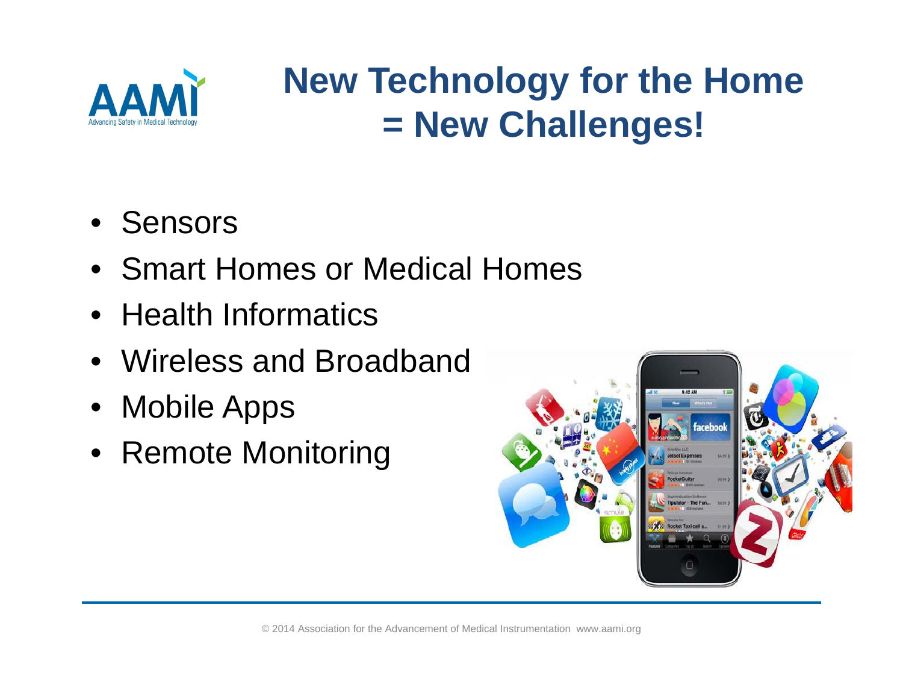# New Technology for the Home = New Challenges!

- Sensors
- Smart Homes or Medical Homes
- Health Informatics
- Wireless and Broadband
- Mobile Apps
- Remote Monitoring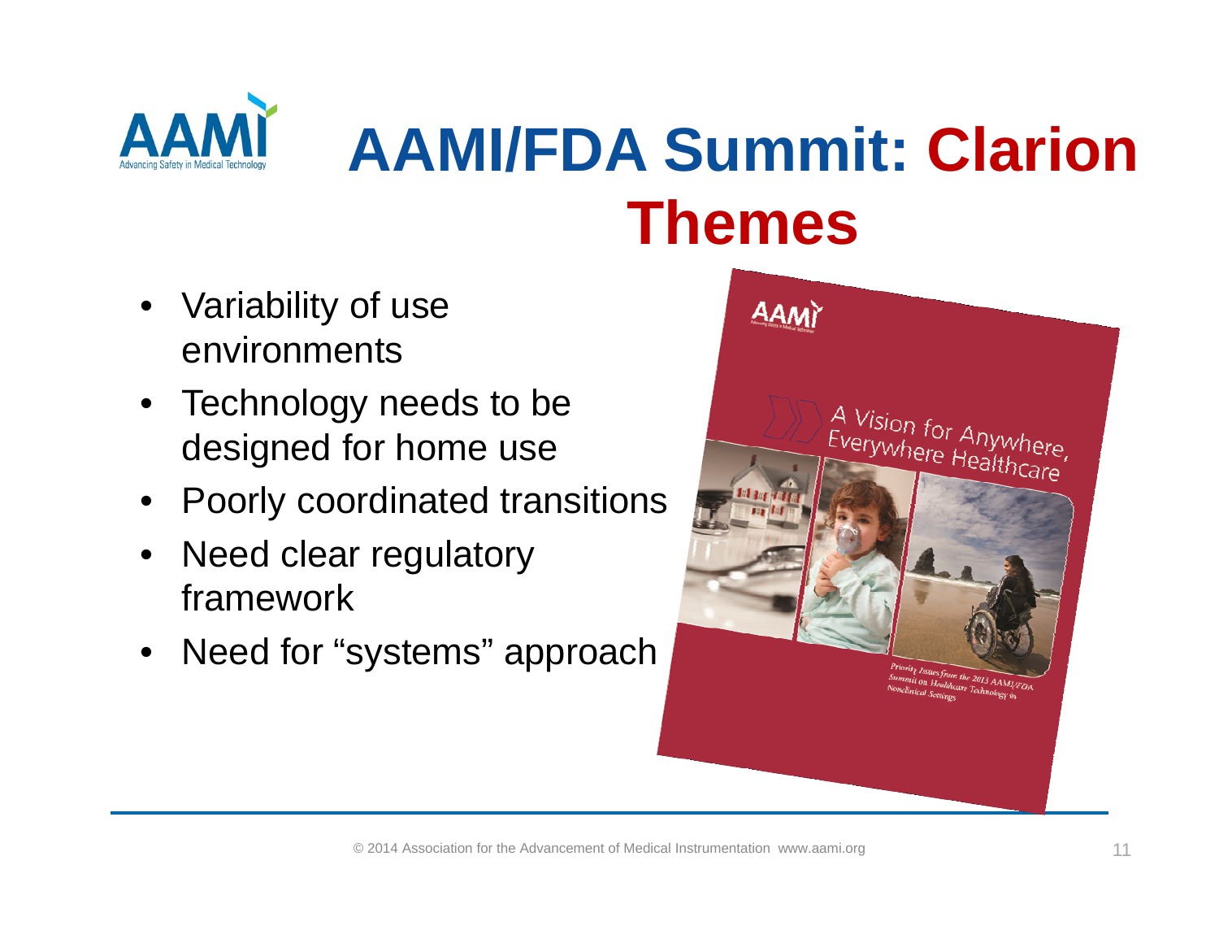# AAMI/FDA Summit: Clarion Themes

- Variability of use environments
- Technology needs to be designed for home use
- Poorly coordinated transitions
- Need clear regulatory framework
- Need for "systems" approach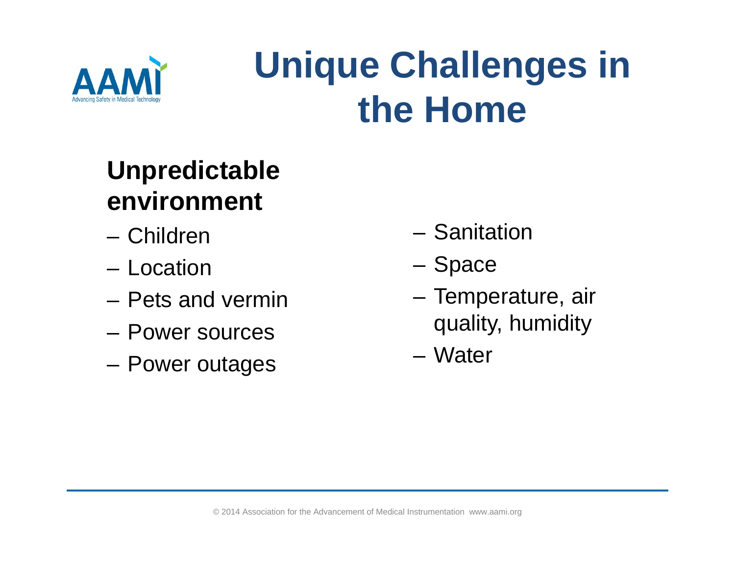# Unique Challenges in the Home

**Unpredictable environment**

- Children
- Location
- Pets and vermin
- Power sources
- Power outages
- Sanitation
- Space
- Temperature, air quality, humidity
- Water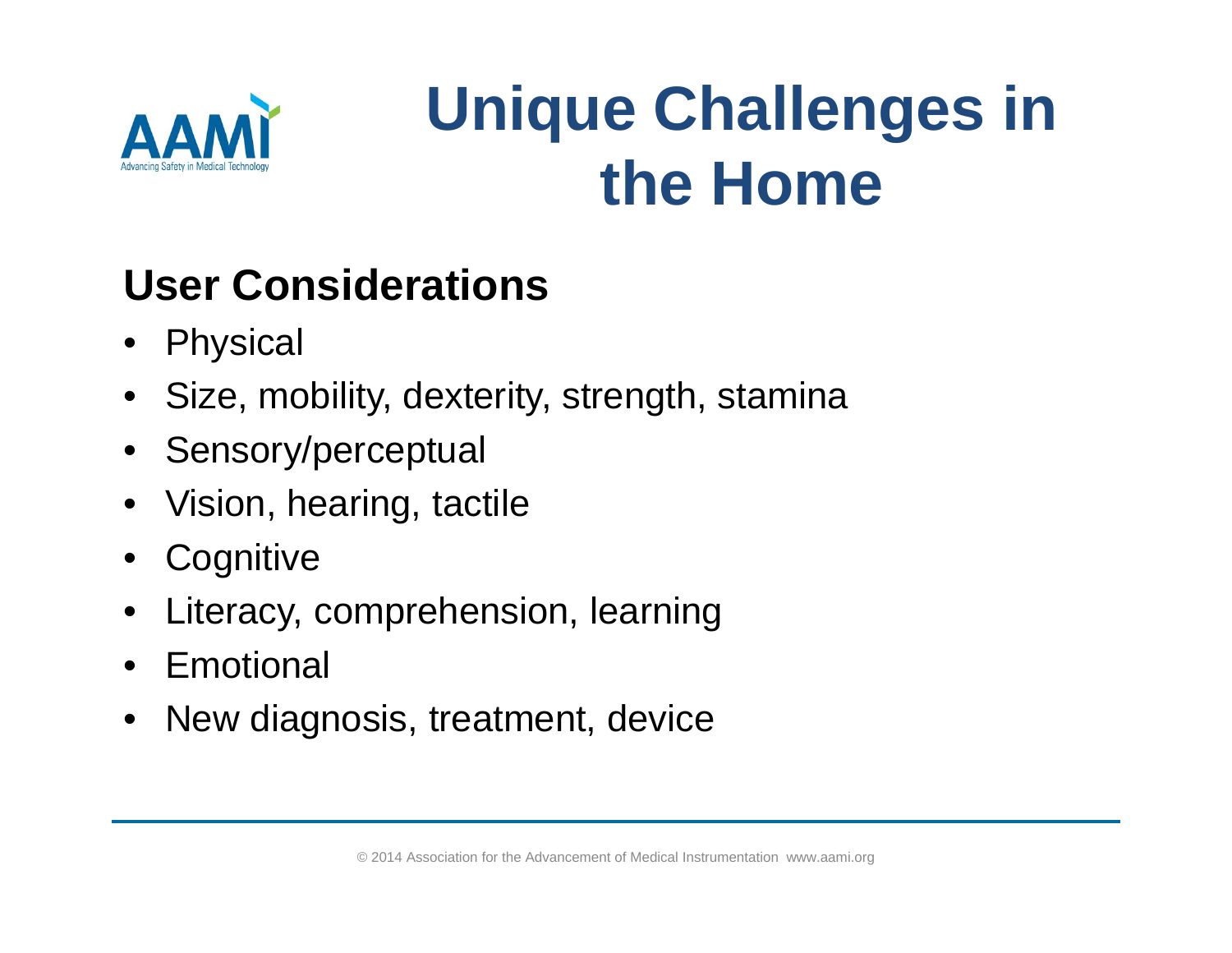# Unique Challenges in the Home

## User Considerations

- Physical
- Size, mobility, dexterity, strength, stamina
- Sensory/perceptual
- Vision, hearing, tactile
- Cognitive
- Literacy, comprehension, learning
- Emotional
- New diagnosis, treatment, device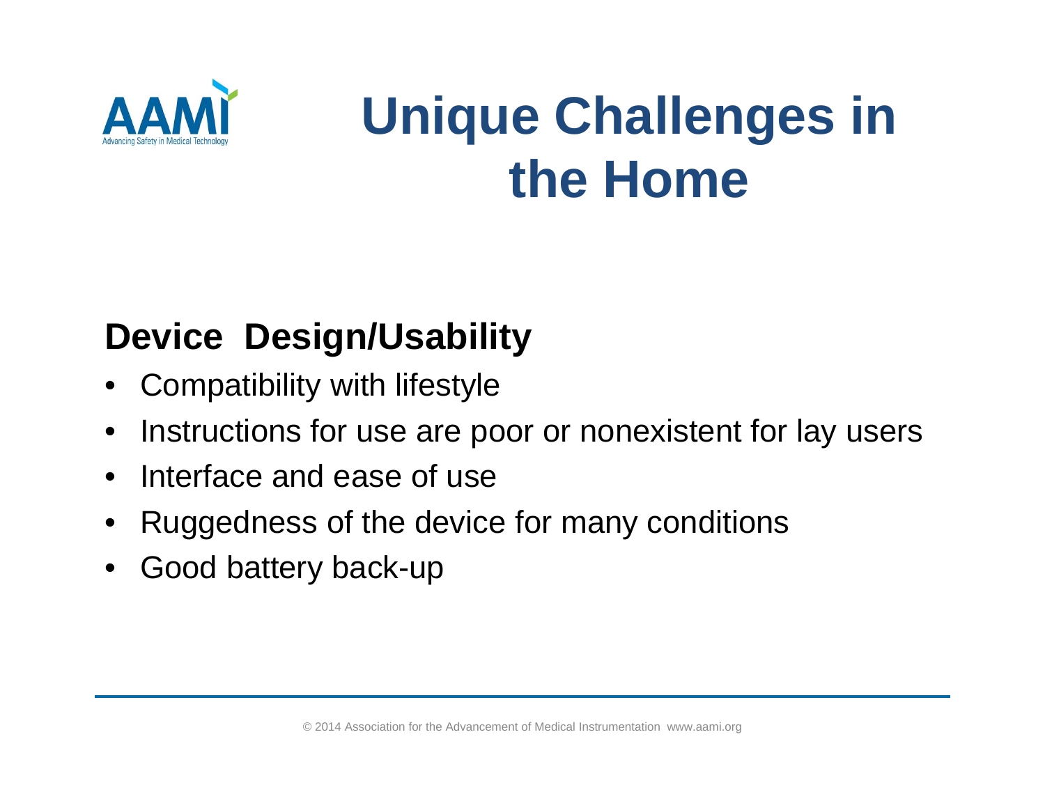# Unique Challenges in the Home

## Device Design/Usability

- Compatibility with lifestyle
- Instructions for use are poor or nonexistent for lay users
- Interface and ease of use
- Ruggedness of the device for many conditions
- Good battery back-up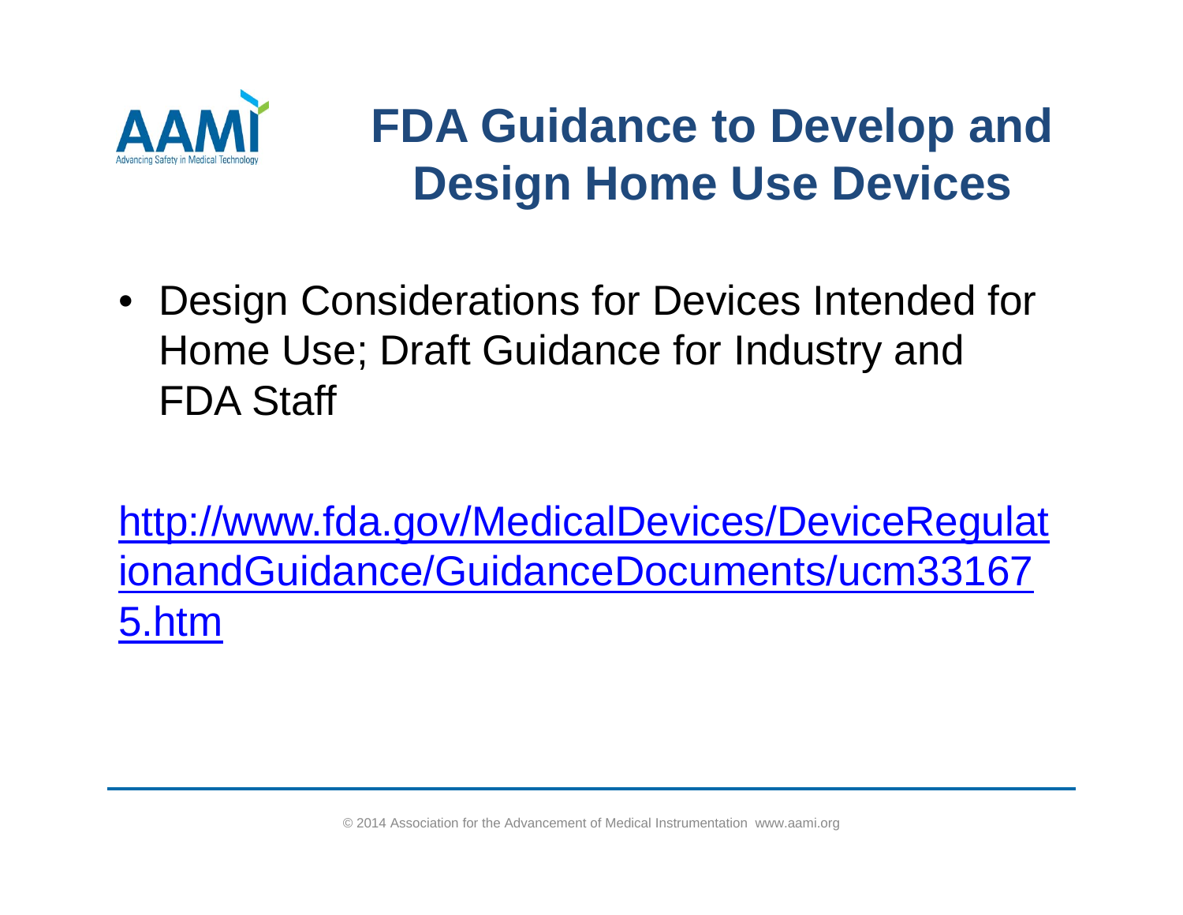# FDA Guidance to Develop and Design Home Use Devices

- Design Considerations for Devices Intended for Home Use; Draft Guidance for Industry and FDA Staff

http://www.fda.gov/MedicalDevices/DeviceRegulationandGuidance/GuidanceDocuments/ucm331675.htm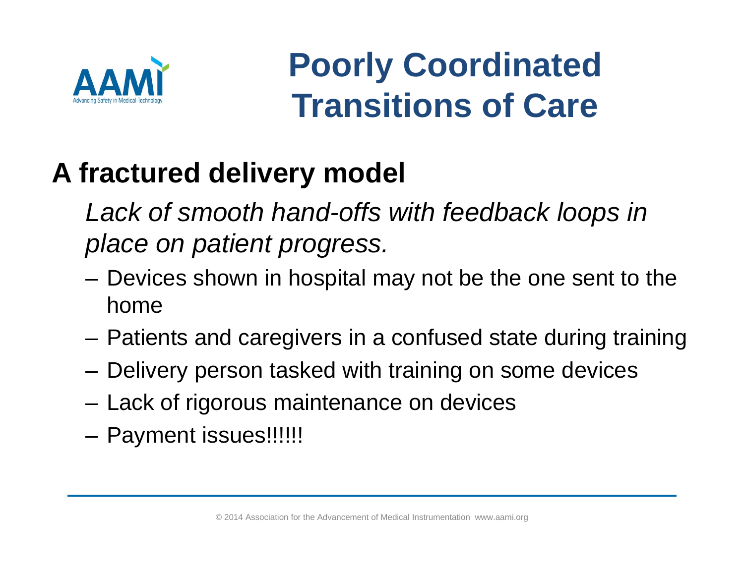# Poorly Coordinated Transitions of Care

## A fractured delivery model

*Lack of smooth hand-offs with feedback loops in place on patient progress.*

- Devices shown in hospital may not be the one sent to the home
- Patients and caregivers in a confused state during training
- Delivery person tasked with training on some devices
- Lack of rigorous maintenance on devices
- Payment issues!!!!!!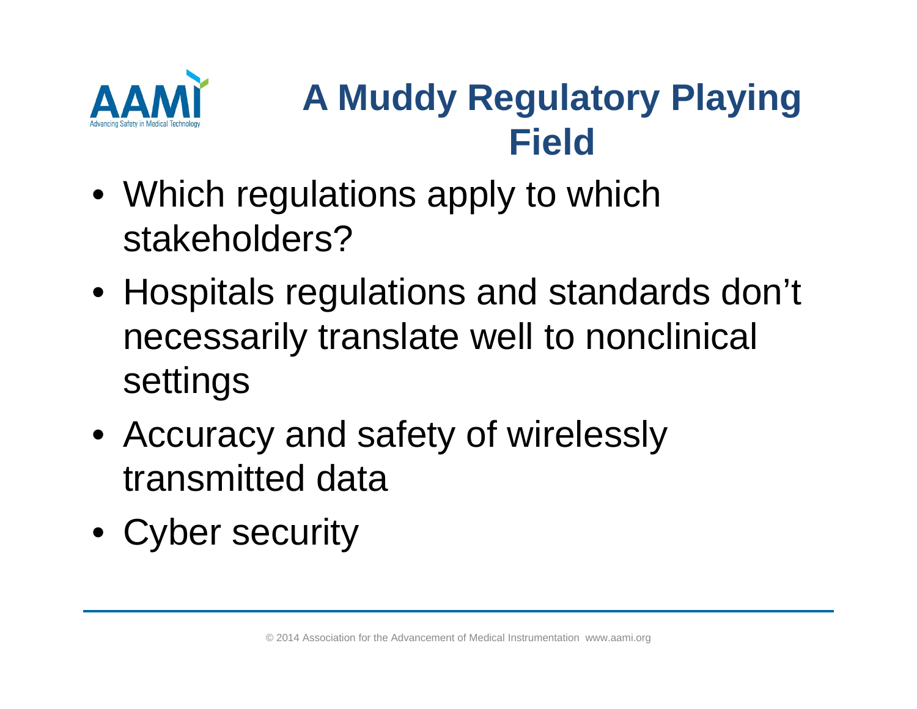# A Muddy Regulatory Playing Field

- Which regulations apply to which stakeholders?
- Hospitals regulations and standards don't necessarily translate well to nonclinical settings
- Accuracy and safety of wirelessly transmitted data
- Cyber security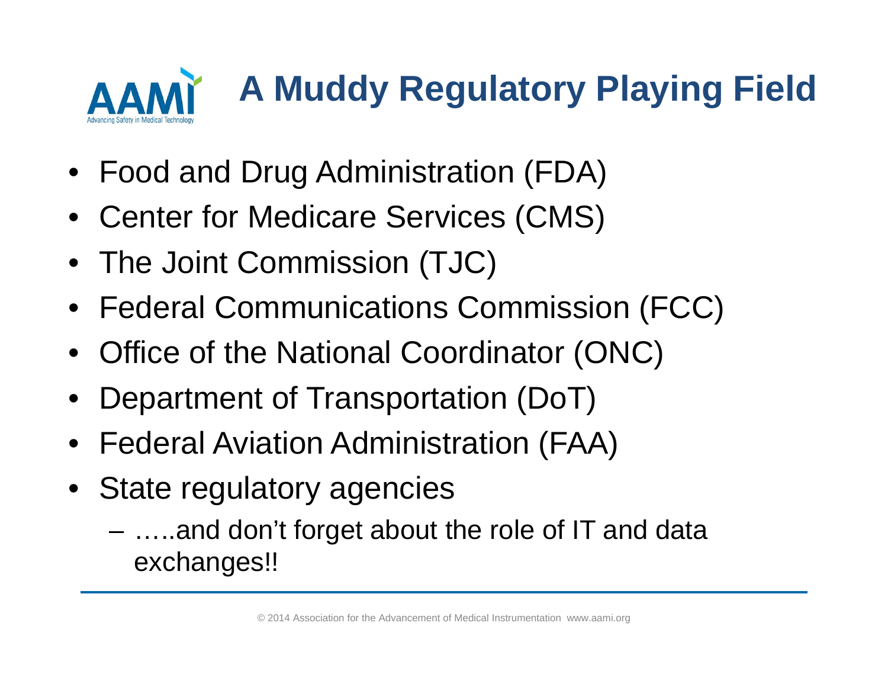# A Muddy Regulatory Playing Field

- Food and Drug Administration (FDA)
- Center for Medicare Services (CMS)
- The Joint Commission (TJC)
- Federal Communications Commission (FCC)
- Office of the National Coordinator (ONC)
- Department of Transportation (DoT)
- Federal Aviation Administration (FAA)
- State regulatory agencies
  - …..and don't forget about the role of IT and data exchanges!!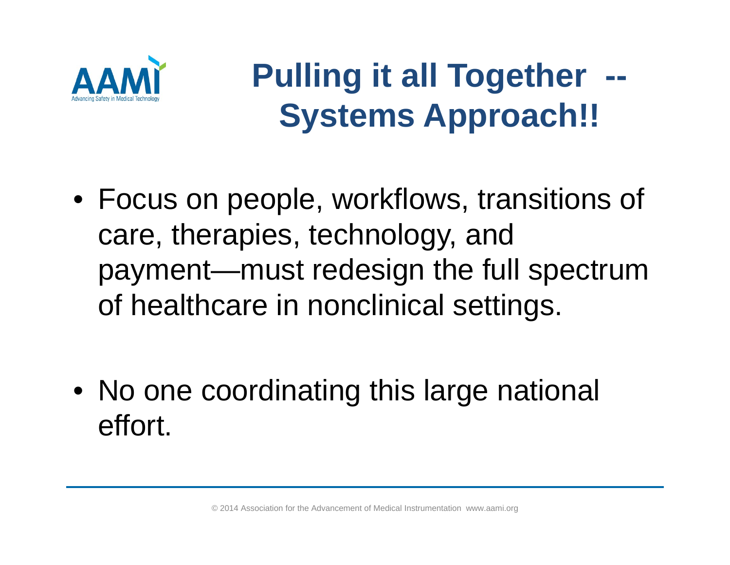# Pulling it all Together -- Systems Approach!!

- Focus on people, workflows, transitions of care, therapies, technology, and payment—must redesign the full spectrum of healthcare in nonclinical settings.
- No one coordinating this large national effort.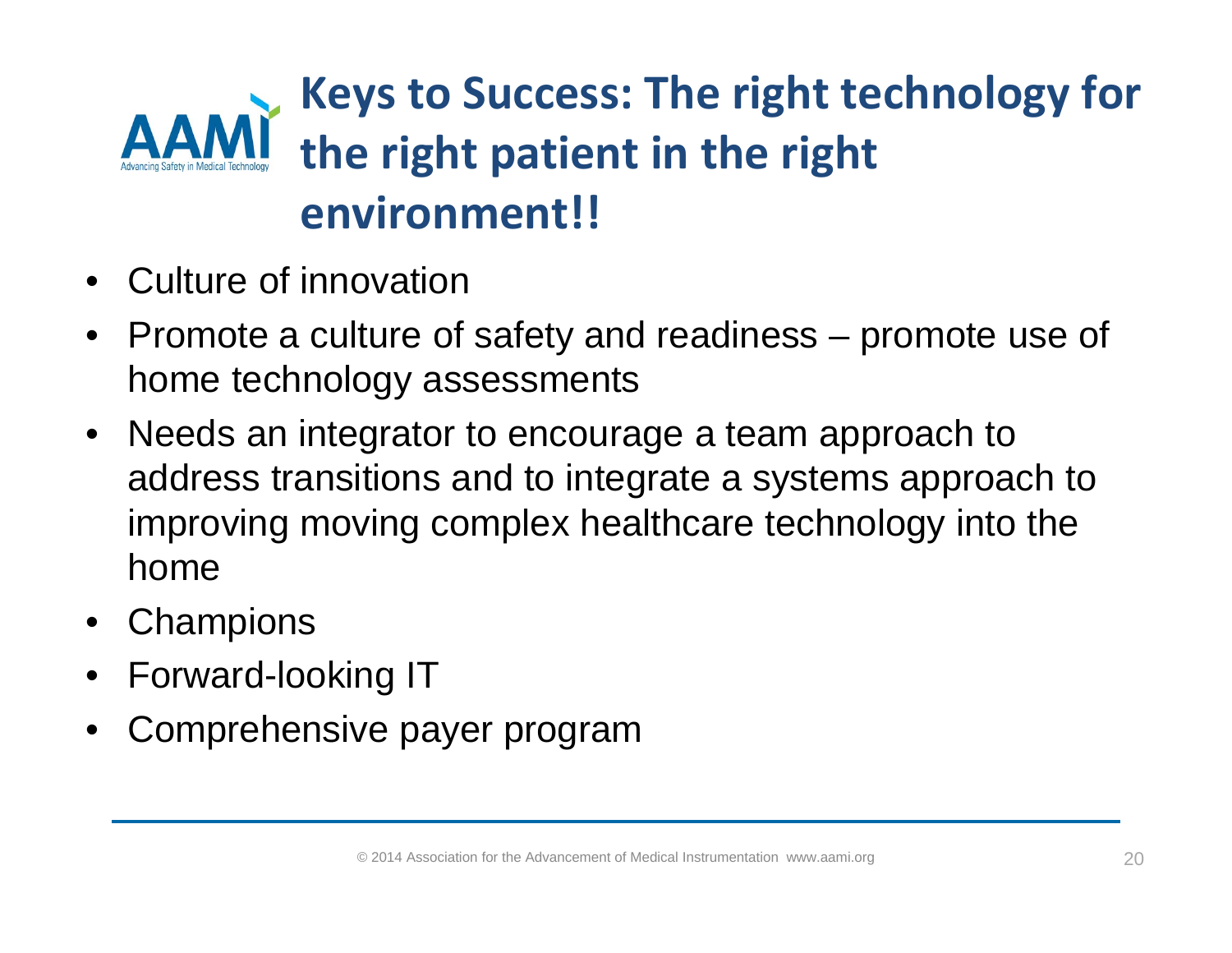# Keys to Success: The right technology for the right patient in the right environment!!

- Culture of innovation
- Promote a culture of safety and readiness – promote use of home technology assessments
- Needs an integrator to encourage a team approach to address transitions and to integrate a systems approach to improving moving complex healthcare technology into the home
- Champions
- Forward-looking IT
- Comprehensive payer program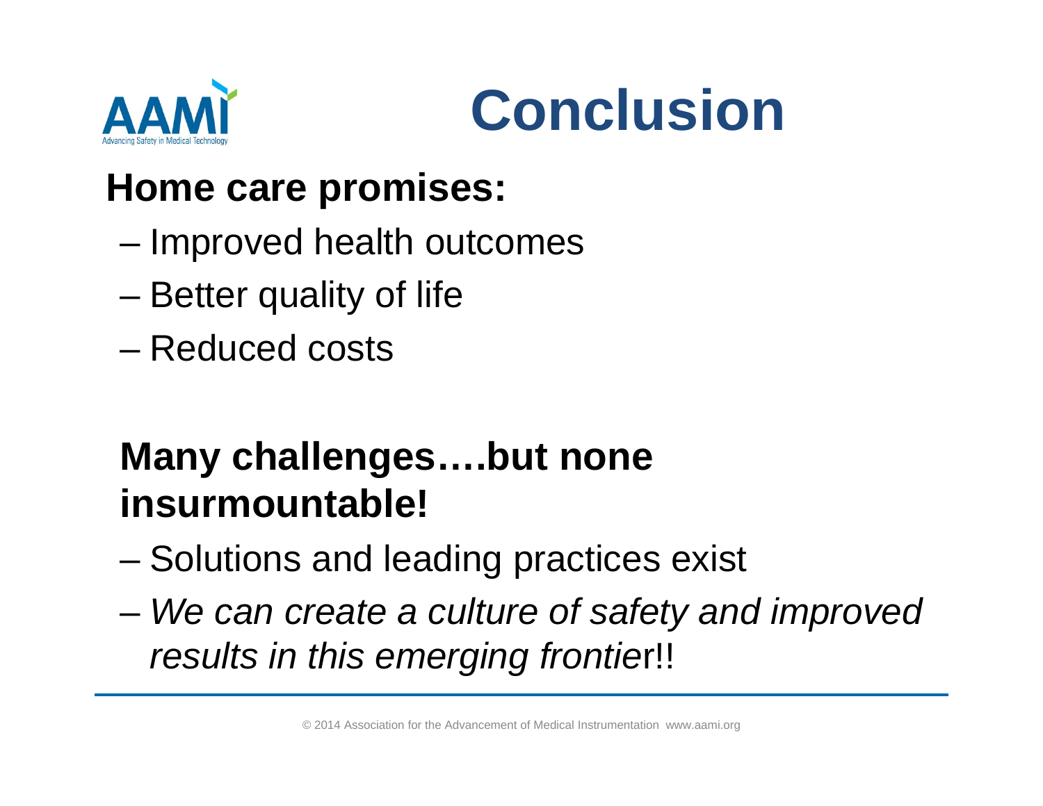# Conclusion

**Home care promises:**

- Improved health outcomes
- Better quality of life
- Reduced costs

**Many challenges….but none insurmountable!**

- Solutions and leading practices exist
- *We can create a culture of safety and improved results in this emerging frontie*r!!

© 2014 Association for the Advancement of Medical Instrumentation www.aami.org